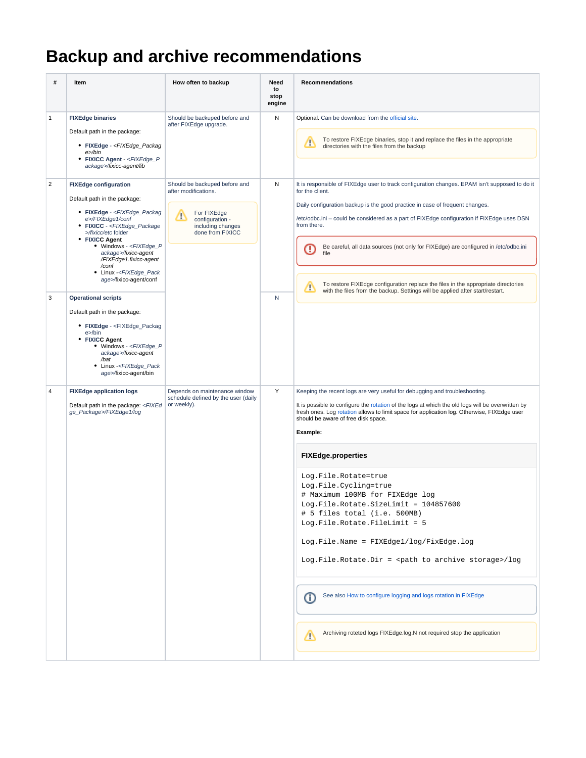# Backup and archive recommendations

| # | Item | How often to backup | Need to stop engine | Recommendations |
|---|---|---|---|---|
| 1 | **FIXEdge binaries**<br><br>Default path in the package:<br><br>• **FIXEdge** - *<FIXEdge_Package>/bin*<br>• **FIXICC Agent** - *<FIXEdge_Package>/fixicc-agent/lib* | Should be backuped before and after FIXEdge upgrade. | N | Optional. Can be download from the official site.<br><br>⚠ To restore FIXEdge binaries, stop it and replace the files in the appropriate directories with the files from the backup |
| 2 | **FIXEdge configuration**<br><br>Default path in the package:<br><br>• **FIXEdge** - *<FIXEdge_Package>/FIXEdge1/conf*<br>• **FIXICC** - *<FIXEdge_Package>/fixicc/etc* folder<br>• **FIXICC Agent**<br>  ◦ Windows - *<FIXEdge_Package>/fixicc-agent/FIXEdge1.fixicc-agent/conf*<br>  ◦ Linux -*<FIXEdge_Package>*/fixicc-agent/conf | Should be backuped before and after modifications.<br><br>⚠ For FIXEdge configuration - including changes done from FIXICC | N | It is responsible of FIXEdge user to track configuration changes. EPAM isn't supposed to do it for the client.<br><br>Daily configuration backup is the good practice in case of frequent changes.<br><br>/etc/odbc.ini – could be considered as a part of FIXEdge configuration if FIXEdge uses DSN from there.<br><br>❗ Be careful, all data sources (not only for FIXEdge) are configured in /etc/odbc.ini file<br><br>⚠ To restore FIXEdge configuration replace the files in the appropriate directories with the files from the backup. Settings will be applied after start/restart. |
| 3 | **Operational scripts**<br><br>Default path in the package:<br><br>• **FIXEdge** - <FIXEdge_Package>/bin<br>• **FIXICC Agent**<br>  ◦ Windows - *<FIXEdge_Package>/fixicc-agent/bat*<br>  ◦ Linux -*<FIXEdge_Package>*/fixicc-agent/bin | | N | |
| 4 | **FIXEdge application logs**<br><br>Default path in the package: *<FIXEdge_Package>/FIXEdge1/log* | Depends on maintenance window schedule defined by the user (daily or weekly). | Y | Keeping the recent logs are very useful for debugging and troubleshooting.<br><br>It is possible to configure the rotation of the logs at which the old logs will be overwritten by fresh ones. Log rotation allows to limit space for application log. Otherwise, FIXEdge user should be aware of free disk space.<br><br>**Example:**<br><br>**FIXEdge.properties**<br><br>`Log.File.Rotate=true`<br>`Log.File.Cycling=true`<br>`# Maximum 100MB for FIXEdge log`<br>`Log.File.Rotate.SizeLimit = 104857600`<br>`# 5 files total (i.e. 500MB)`<br>`Log.File.Rotate.FileLimit = 5`<br><br>`Log.File.Name = FIXEdge1/log/FixEdge.log`<br><br>`Log.File.Rotate.Dir = <path to archive storage>/log`<br><br>ⓘ See also How to configure logging and logs rotation in FIXEdge<br><br>⚠ Archiving roteted logs FIXEdge.log.N not required stop the application |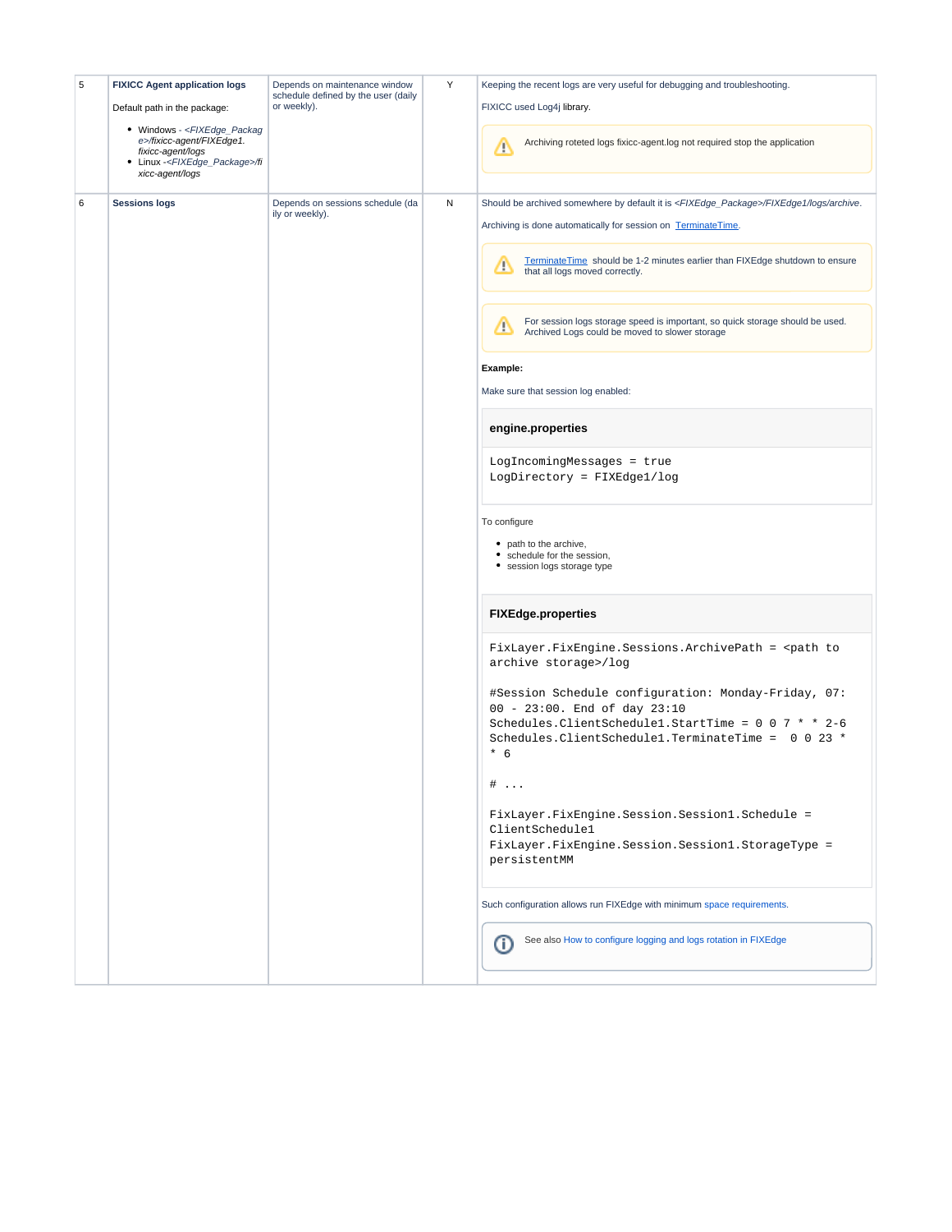| 5 | **FIXICC Agent application logs**<br><br>Default path in the package:<br><ul><li>Windows - *<FIXEdge_Package>/fixicc-agent/FIXEdge1.fixicc-agent/logs*</li><li>Linux -*<FIXEdge_Package>/fixicc-agent/logs*</li></ul> | Depends on maintenance window schedule defined by the user (daily or weekly). | Y | Keeping the recent logs are very useful for debugging and troubleshooting.<br><br>FIXICC used Log4j library.<br><br>⚠ Archiving roteted logs fixicc-agent.log not required stop the application |
|---|---|---|---|---|
| 6 | **Sessions logs** | Depends on sessions schedule (daily or weekly). | N | Should be archived somewhere by default it is *<FIXEdge_Package>/FIXEdge1/logs/archive*.<br><br>Archiving is done automatically for session on TerminateTime.<br><br>⚠ TerminateTime should be 1-2 minutes earlier than FIXEdge shutdown to ensure that all logs moved correctly.<br><br>⚠ For session logs storage speed is important, so quick storage should be used. Archived Logs could be moved to slower storage<br><br>**Example:**<br><br>Make sure that session log enabled:<br><br>**engine.properties**<br>`LogIncomingMessages = true`<br>`LogDirectory = FIXEdge1/log`<br><br>To configure<br><ul><li>path to the archive,</li><li>schedule for the session,</li><li>session logs storage type</li></ul><br>**FIXEdge.properties**<br>`FixLayer.FixEngine.Sessions.ArchivePath = <path to archive storage>/log`<br><br>`#Session Schedule configuration: Monday-Friday, 07:00 - 23:00. End of day 23:10`<br>`Schedules.ClientSchedule1.StartTime = 0 0 7 * * 2-6`<br>`Schedules.ClientSchedule1.TerminateTime =  0 0 23 * * 6`<br><br>`# ...`<br><br>`FixLayer.FixEngine.Session.Session1.Schedule = ClientSchedule1`<br>`FixLayer.FixEngine.Session.Session1.StorageType = persistentMM`<br><br>Such configuration allows run FIXEdge with minimum space requirements.<br><br>ⓘ See also How to configure logging and logs rotation in FIXEdge |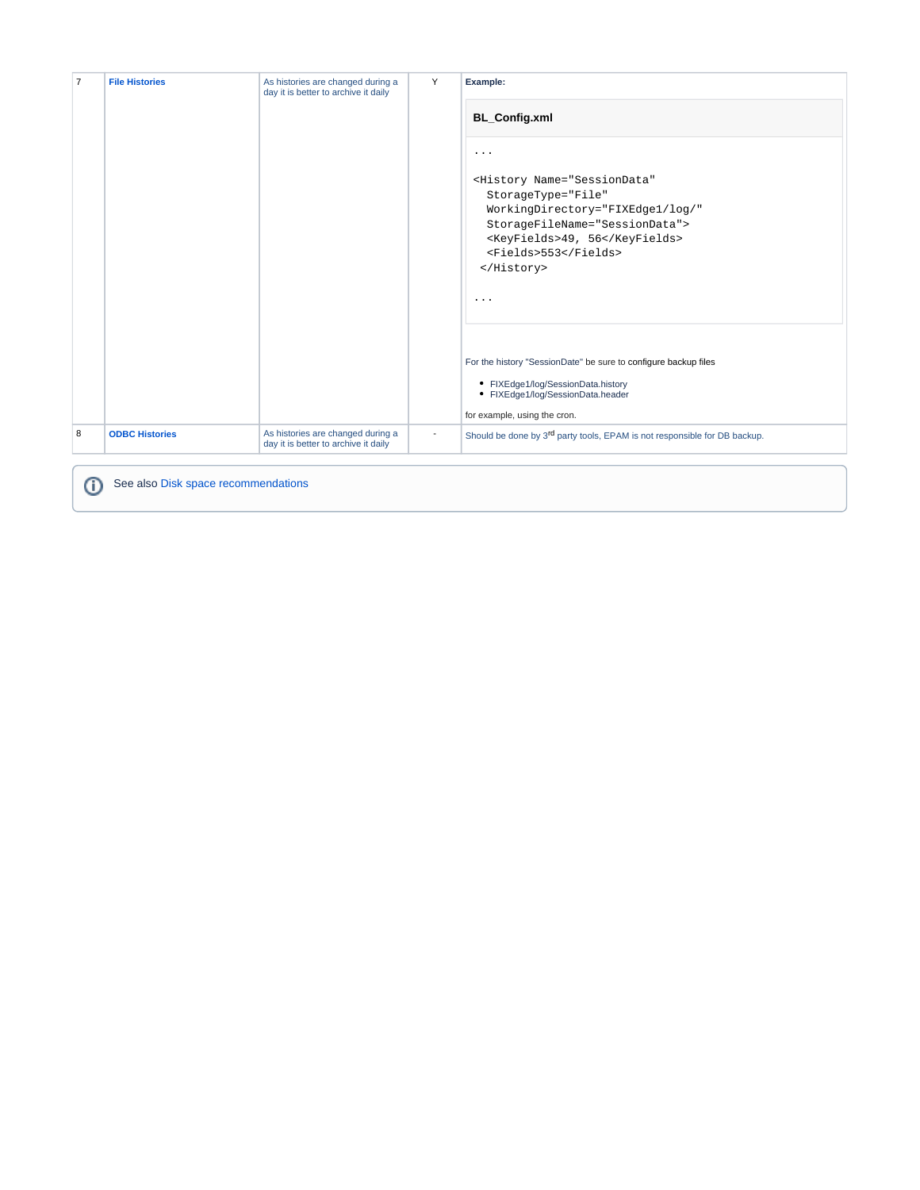| | | | | |
|---|---|---|---|---|
| 7 | **File Histories** | As histories are changed during a day it is better to archive it daily | Y | **Example:**<br><br>**BL_Config.xml**<br><br>`...`<br><br>`<History Name="SessionData"`<br>`  StorageType="File"`<br>`  WorkingDirectory="FIXEdge1/log/"`<br>`  StorageFileName="SessionData">`<br>`  <KeyFields>49, 56</KeyFields>`<br>`  <Fields>553</Fields>`<br>` </History>`<br><br>`...`<br><br>For the history "SessionDate" be sure to configure backup files<br><br>• FIXEdge1/log/SessionData.history<br>• FIXEdge1/log/SessionData.header<br><br>for example, using the cron. |
| 8 | **ODBC Histories** | As histories are changed during a day it is better to archive it daily | - | Should be done by 3rd party tools, EPAM is not responsible for DB backup. |

ⓘ See also Disk space recommendations